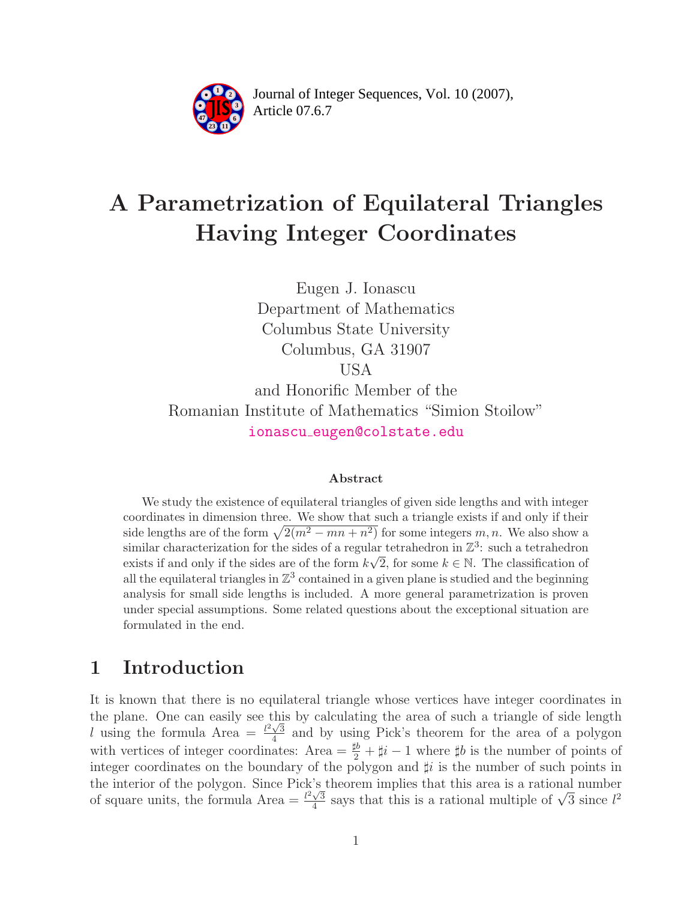# A Parametrization of Equilateral Triangles Having Integer Coordinates

Eugen J. Ionascu
Department of Mathematics
Columbus State University
Columbus, GA 31907
USA
and Honorific Member of the
Romanian Institute of Mathematics "Simion Stoilow"
ionascu_eugen@colstate.edu

### Abstract

We study the existence of equilateral triangles of given side lengths and with integer coordinates in dimension three. We show that such a triangle exists if and only if their side lengths are of the form $\sqrt{2(m^2 - mn + n^2)}$ for some integers $m, n$. We also show a similar characterization for the sides of a regular tetrahedron in $\mathbb{Z}^3$: such a tetrahedron exists if and only if the sides are of the form $k\sqrt{2}$, for some $k \in \mathbb{N}$. The classification of all the equilateral triangles in $\mathbb{Z}^3$ contained in a given plane is studied and the beginning analysis for small side lengths is included. A more general parametrization is proven under special assumptions. Some related questions about the exceptional situation are formulated in the end.

## 1 Introduction

It is known that there is no equilateral triangle whose vertices have integer coordinates in the plane. One can easily see this by calculating the area of such a triangle of side length $l$ using the formula Area $= \frac{l^2\sqrt{3}}{4}$ and by using Pick's theorem for the area of a polygon with vertices of integer coordinates: Area $= \frac{\sharp b}{2} + \sharp i - 1$ where $\sharp b$ is the number of points of integer coordinates on the boundary of the polygon and $\sharp i$ is the number of such points in the interior of the polygon. Since Pick's theorem implies that this area is a rational number of square units, the formula Area $= \frac{l^2\sqrt{3}}{4}$ says that this is a rational multiple of $\sqrt{3}$ since $l^2$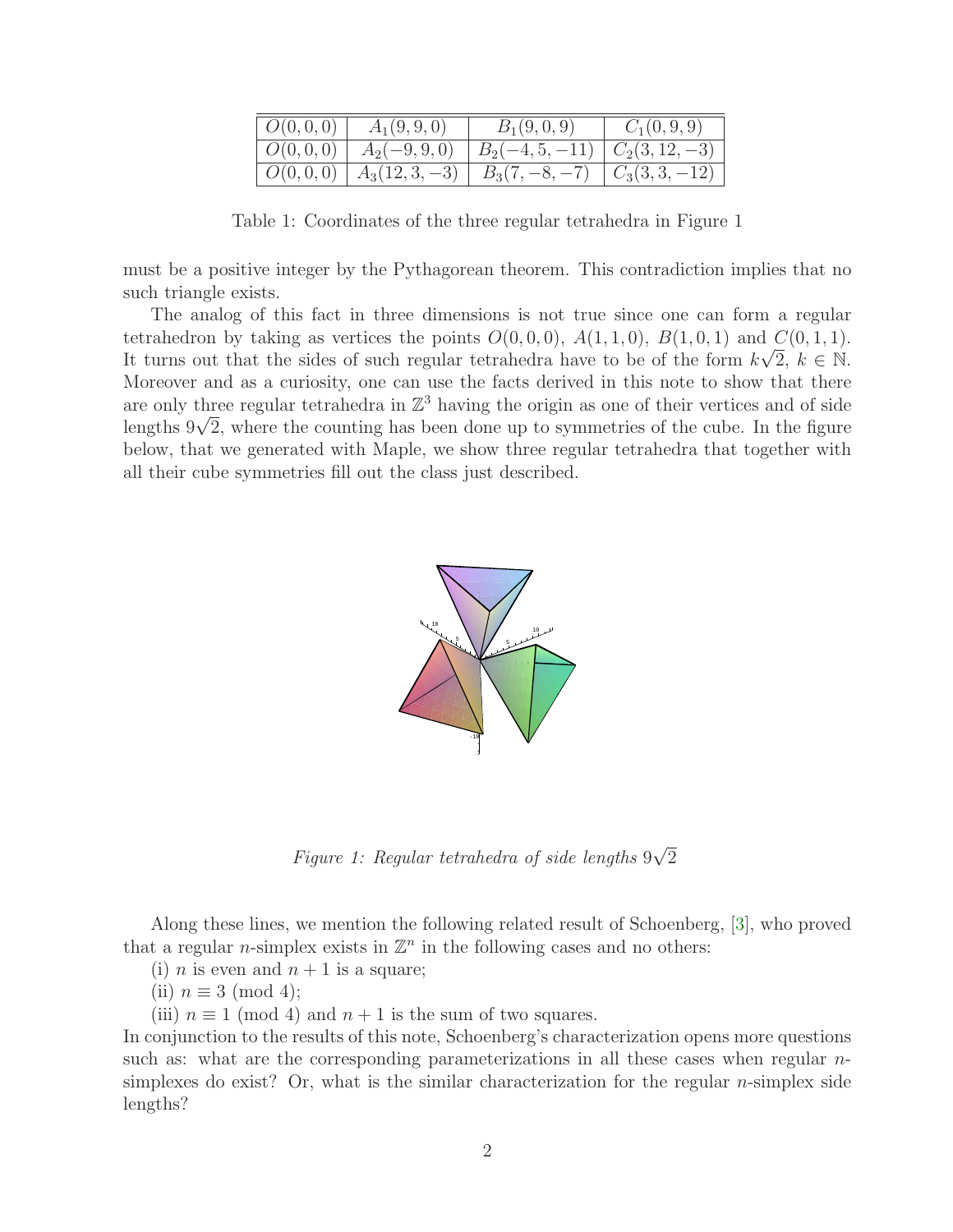| $O(0,0,0)$ | $A_1(9,9,0)$ | $B_1(9,0,9)$ | $C_1(0,9,9)$ |
|---|---|---|---|
| $O(0,0,0)$ | $A_2(-9,9,0)$ | $B_2(-4,5,-11)$ | $C_2(3,12,-3)$ |
| $O(0,0,0)$ | $A_3(12,3,-3)$ | $B_3(7,-8,-7)$ | $C_3(3,3,-12)$ |

Table 1: Coordinates of the three regular tetrahedra in Figure 1

must be a positive integer by the Pythagorean theorem. This contradiction implies that no such triangle exists.

The analog of this fact in three dimensions is not true since one can form a regular tetrahedron by taking as vertices the points $O(0,0,0)$, $A(1,1,0)$, $B(1,0,1)$ and $C(0,1,1)$. It turns out that the sides of such regular tetrahedra have to be of the form $k\sqrt{2}$, $k \in \mathbb{N}$. Moreover and as a curiosity, one can use the facts derived in this note to show that there are only three regular tetrahedra in $\mathbb{Z}^3$ having the origin as one of their vertices and of side lengths $9\sqrt{2}$, where the counting has been done up to symmetries of the cube. In the figure below, that we generated with Maple, we show three regular tetrahedra that together with all their cube symmetries fill out the class just described.

*Figure 1: Regular tetrahedra of side lengths $9\sqrt{2}$*

Along these lines, we mention the following related result of Schoenberg, [3], who proved that a regular $n$-simplex exists in $\mathbb{Z}^n$ in the following cases and no others:

(i) $n$ is even and $n+1$ is a square;

(ii) $n \equiv 3 \pmod 4$;

(iii) $n \equiv 1 \pmod 4$ and $n+1$ is the sum of two squares.

In conjunction to the results of this note, Schoenberg's characterization opens more questions such as: what are the corresponding parameterizations in all these cases when regular $n$-simplexes do exist? Or, what is the similar characterization for the regular $n$-simplex side lengths?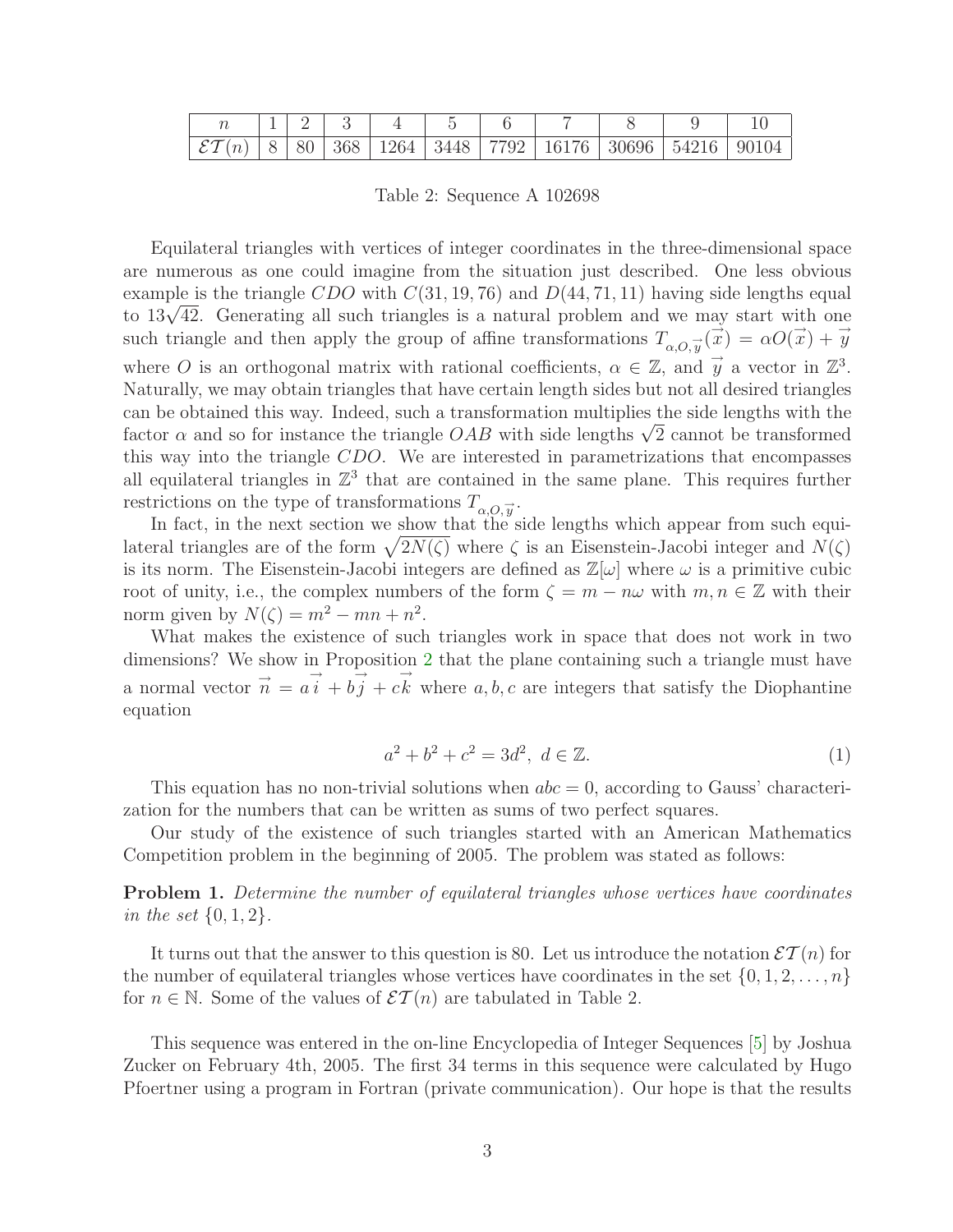| $n$ | 1 | 2 | 3 | 4 | 5 | 6 | 7 | 8 | 9 | 10 |
|---|---|---|---|---|---|---|---|---|---|---|
| $\mathcal{ET}(n)$ | 8 | 80 | 368 | 1264 | 3448 | 7792 | 16176 | 30696 | 54216 | 90104 |

Table 2: Sequence A 102698

Equilateral triangles with vertices of integer coordinates in the three-dimensional space are numerous as one could imagine from the situation just described. One less obvious example is the triangle $CDO$ with $C(31, 19, 76)$ and $D(44, 71, 11)$ having side lengths equal to $13\sqrt{42}$. Generating all such triangles is a natural problem and we may start with one such triangle and then apply the group of affine transformations $T_{\alpha,O,\vec{y}}(\vec{x}) = \alpha O(\vec{x}) + \vec{y}$ where $O$ is an orthogonal matrix with rational coefficients, $\alpha \in \mathbb{Z}$, and $\vec{y}$ a vector in $\mathbb{Z}^3$. Naturally, we may obtain triangles that have certain length sides but not all desired triangles can be obtained this way. Indeed, such a transformation multiplies the side lengths with the factor $\alpha$ and so for instance the triangle $OAB$ with side lengths $\sqrt{2}$ cannot be transformed this way into the triangle $CDO$. We are interested in parametrizations that encompasses all equilateral triangles in $\mathbb{Z}^3$ that are contained in the same plane. This requires further restrictions on the type of transformations $T_{\alpha,O,\vec{y}}$.

In fact, in the next section we show that the side lengths which appear from such equilateral triangles are of the form $\sqrt{2N(\zeta)}$ where $\zeta$ is an Eisenstein-Jacobi integer and $N(\zeta)$ is its norm. The Eisenstein-Jacobi integers are defined as $\mathbb{Z}[\omega]$ where $\omega$ is a primitive cubic root of unity, i.e., the complex numbers of the form $\zeta = m - n\omega$ with $m, n \in \mathbb{Z}$ with their norm given by $N(\zeta) = m^2 - mn + n^2$.

What makes the existence of such triangles work in space that does not work in two dimensions? We show in Proposition 2 that the plane containing such a triangle must have a normal vector $\vec{n} = a\vec{i} + b\vec{j} + c\vec{k}$ where $a, b, c$ are integers that satisfy the Diophantine equation

$$a^2 + b^2 + c^2 = 3d^2, \ d \in \mathbb{Z}. \tag{1}$$

This equation has no non-trivial solutions when $abc = 0$, according to Gauss' characterization for the numbers that can be written as sums of two perfect squares.

Our study of the existence of such triangles started with an American Mathematics Competition problem in the beginning of 2005. The problem was stated as follows:

**Problem 1.** *Determine the number of equilateral triangles whose vertices have coordinates in the set* $\{0, 1, 2\}$.

It turns out that the answer to this question is 80. Let us introduce the notation $\mathcal{ET}(n)$ for the number of equilateral triangles whose vertices have coordinates in the set $\{0, 1, 2, \ldots, n\}$ for $n \in \mathbb{N}$. Some of the values of $\mathcal{ET}(n)$ are tabulated in Table 2.

This sequence was entered in the on-line Encyclopedia of Integer Sequences [5] by Joshua Zucker on February 4th, 2005. The first 34 terms in this sequence were calculated by Hugo Pfoertner using a program in Fortran (private communication). Our hope is that the results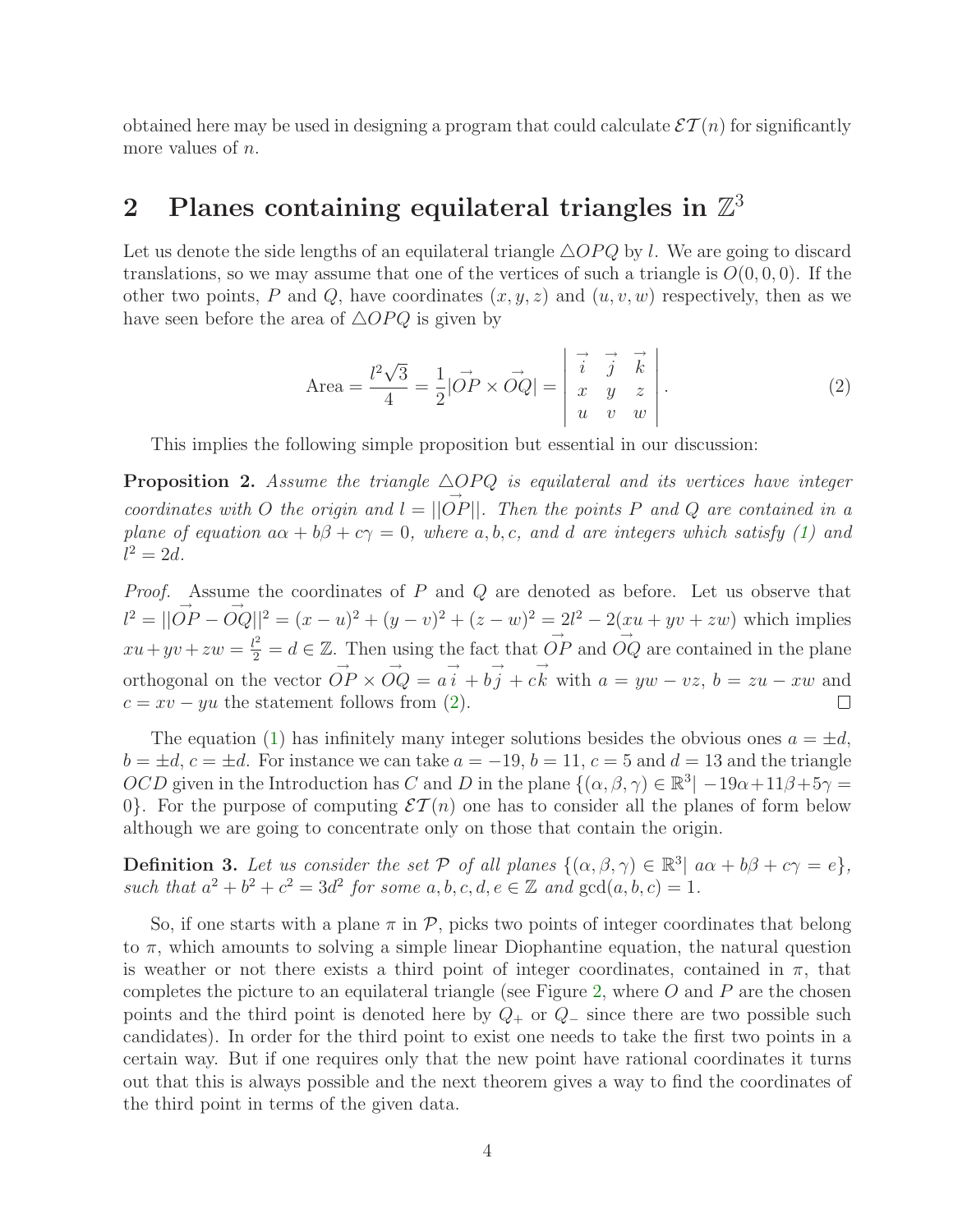obtained here may be used in designing a program that could calculate $\mathcal{ET}(n)$ for significantly more values of $n$.

## 2 Planes containing equilateral triangles in $\mathbb{Z}^3$

Let us denote the side lengths of an equilateral triangle $\triangle OPQ$ by $l$. We are going to discard translations, so we may assume that one of the vertices of such a triangle is $O(0,0,0)$. If the other two points, $P$ and $Q$, have coordinates $(x,y,z)$ and $(u,v,w)$ respectively, then as we have seen before the area of $\triangle OPQ$ is given by

$$\text{Area} = \frac{l^2\sqrt{3}}{4} = \frac{1}{2}|\overrightarrow{OP} \times \overrightarrow{OQ}| = \begin{vmatrix} \overrightarrow{i} & \overrightarrow{j} & \overrightarrow{k} \\ x & y & z \\ u & v & w \end{vmatrix}. \tag{2}$$

This implies the following simple proposition but essential in our discussion:

**Proposition 2.** *Assume the triangle $\triangle OPQ$ is equilateral and its vertices have integer coordinates with $O$ the origin and $l = ||\overrightarrow{OP}||$. Then the points $P$ and $Q$ are contained in a plane of equation $a\alpha + b\beta + c\gamma = 0$, where $a, b, c$, and $d$ are integers which satisfy (1) and $l^2 = 2d$.*

*Proof.* Assume the coordinates of $P$ and $Q$ are denoted as before. Let us observe that $l^2 = ||\overrightarrow{OP} - \overrightarrow{OQ}||^2 = (x-u)^2 + (y-v)^2 + (z-w)^2 = 2l^2 - 2(xu + yv + zw)$ which implies $xu + yv + zw = \frac{l^2}{2} = d \in \mathbb{Z}$. Then using the fact that $\overrightarrow{OP}$ and $\overrightarrow{OQ}$ are contained in the plane orthogonal on the vector $\overrightarrow{OP} \times \overrightarrow{OQ} = a\overrightarrow{i} + b\overrightarrow{j} + c\overrightarrow{k}$ with $a = yw - vz$, $b = zu - xw$ and $c = xv - yu$ the statement follows from (2). $\square$

The equation (1) has infinitely many integer solutions besides the obvious ones $a = \pm d$, $b = \pm d$, $c = \pm d$. For instance we can take $a = -19$, $b = 11$, $c = 5$ and $d = 13$ and the triangle $OCD$ given in the Introduction has $C$ and $D$ in the plane $\{(\alpha, \beta, \gamma) \in \mathbb{R}^3 | -19\alpha + 11\beta + 5\gamma = 0\}$. For the purpose of computing $\mathcal{ET}(n)$ one has to consider all the planes of form below although we are going to concentrate only on those that contain the origin.

**Definition 3.** *Let us consider the set $\mathcal{P}$ of all planes $\{(\alpha, \beta, \gamma) \in \mathbb{R}^3 | \ a\alpha + b\beta + c\gamma = e\}$, such that $a^2 + b^2 + c^2 = 3d^2$ for some $a, b, c, d, e \in \mathbb{Z}$ and $\gcd(a, b, c) = 1$.*

So, if one starts with a plane $\pi$ in $\mathcal{P}$, picks two points of integer coordinates that belong to $\pi$, which amounts to solving a simple linear Diophantine equation, the natural question is weather or not there exists a third point of integer coordinates, contained in $\pi$, that completes the picture to an equilateral triangle (see Figure 2, where $O$ and $P$ are the chosen points and the third point is denoted here by $Q_+$ or $Q_-$ since there are two possible such candidates). In order for the third point to exist one needs to take the first two points in a certain way. But if one requires only that the new point have rational coordinates it turns out that this is always possible and the next theorem gives a way to find the coordinates of the third point in terms of the given data.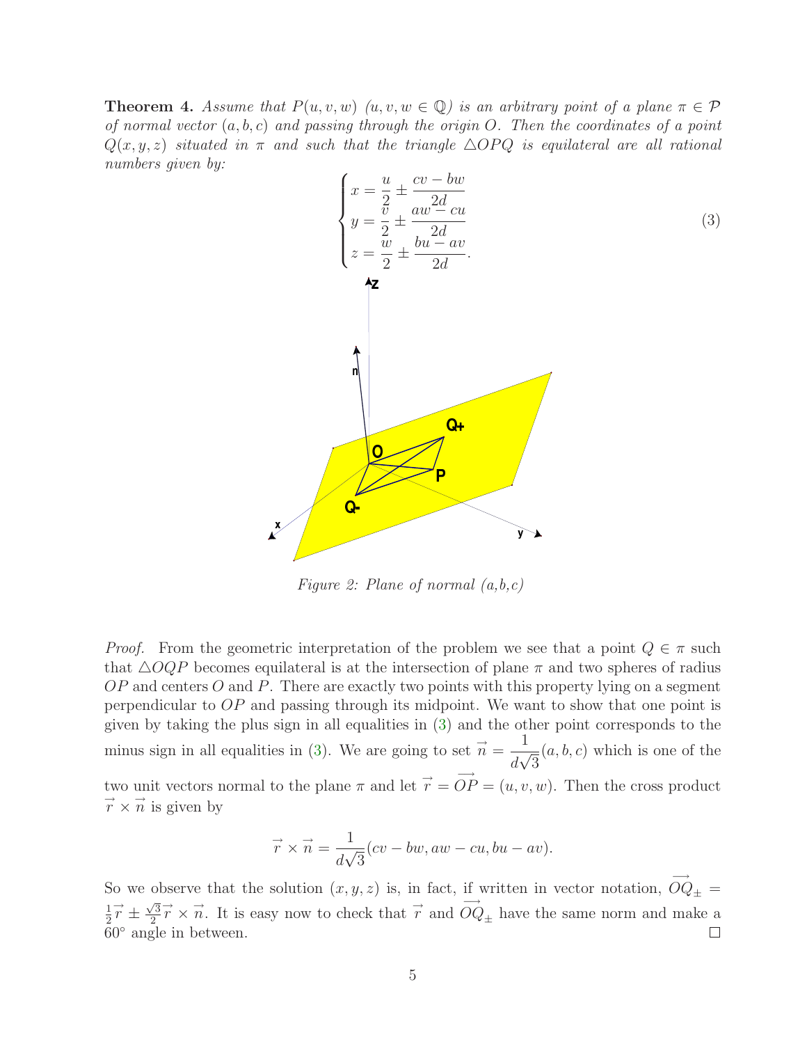**Theorem 4.** *Assume that $P(u, v, w)$ $(u, v, w \in \mathbb{Q})$ is an arbitrary point of a plane $\pi \in \mathcal{P}$ of normal vector $(a, b, c)$ and passing through the origin $O$. Then the coordinates of a point $Q(x, y, z)$ situated in $\pi$ and such that the triangle $\triangle OPQ$ is equilateral are all rational numbers given by:*

$$\begin{cases} x = \dfrac{u}{2} \pm \dfrac{cv - bw}{2d} \\ y = \dfrac{v}{2} \pm \dfrac{aw - cu}{2d} \\ z = \dfrac{w}{2} \pm \dfrac{bu - av}{2d}. \end{cases} \tag{3}$$

*Figure 2: Plane of normal (a,b,c)*

*Proof.* From the geometric interpretation of the problem we see that a point $Q \in \pi$ such that $\triangle OQP$ becomes equilateral is at the intersection of plane $\pi$ and two spheres of radius $OP$ and centers $O$ and $P$. There are exactly two points with this property lying on a segment perpendicular to $OP$ and passing through its midpoint. We want to show that one point is given by taking the plus sign in all equalities in (3) and the other point corresponds to the minus sign in all equalities in (3). We are going to set $\vec{n} = \dfrac{1}{d\sqrt{3}}(a, b, c)$ which is one of the two unit vectors normal to the plane $\pi$ and let $\vec{r} = \overrightarrow{OP} = (u, v, w)$. Then the cross product $\vec{r} \times \vec{n}$ is given by

$$\vec{r} \times \vec{n} = \frac{1}{d\sqrt{3}}(cv - bw, aw - cu, bu - av).$$

So we observe that the solution $(x, y, z)$ is, in fact, if written in vector notation, $\overrightarrow{OQ}_{\pm} = \frac{1}{2}\vec{r} \pm \frac{\sqrt{3}}{2}\vec{r} \times \vec{n}$. It is easy now to check that $\vec{r}$ and $\overrightarrow{OQ}_{\pm}$ have the same norm and make a $60^\circ$ angle in between. $\square$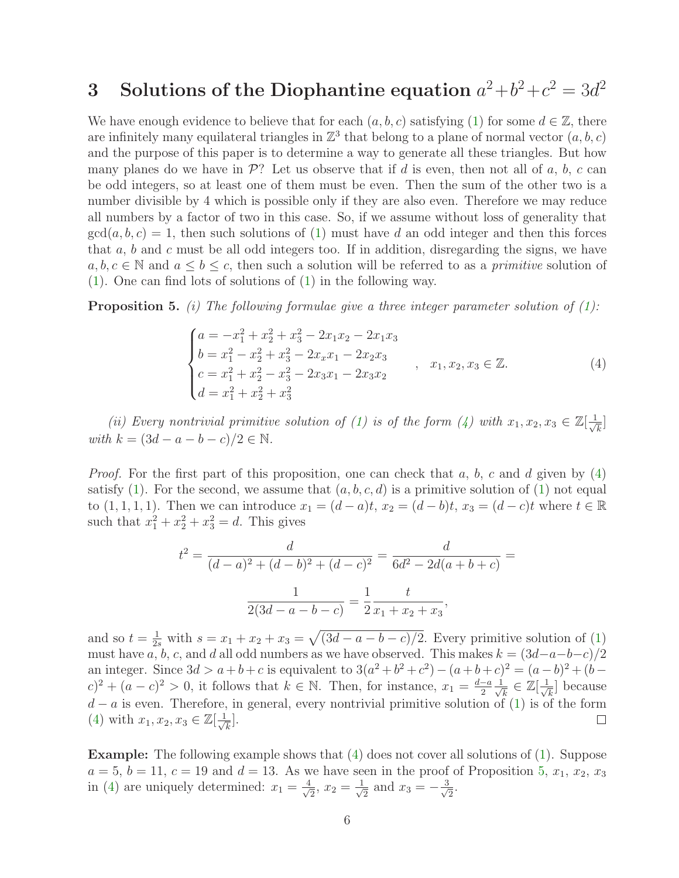## 3 Solutions of the Diophantine equation $a^2+b^2+c^2=3d^2$

We have enough evidence to believe that for each $(a,b,c)$ satisfying (1) for some $d\in\mathbb{Z}$, there are infinitely many equilateral triangles in $\mathbb{Z}^3$ that belong to a plane of normal vector $(a,b,c)$ and the purpose of this paper is to determine a way to generate all these triangles. But how many planes do we have in $\mathcal{P}$? Let us observe that if $d$ is even, then not all of $a$, $b$, $c$ can be odd integers, so at least one of them must be even. Then the sum of the other two is a number divisible by 4 which is possible only if they are also even. Therefore we may reduce all numbers by a factor of two in this case. So, if we assume without loss of generality that $\gcd(a,b,c)=1$, then such solutions of (1) must have $d$ an odd integer and then this forces that $a$, $b$ and $c$ must be all odd integers too. If in addition, disregarding the signs, we have $a,b,c\in\mathbb{N}$ and $a\le b\le c$, then such a solution will be referred to as a *primitive* solution of (1). One can find lots of solutions of (1) in the following way.

**Proposition 5.** *(i) The following formulae give a three integer parameter solution of (1):*

$$\begin{cases} a=-x_1^2+x_2^2+x_3^2-2x_1x_2-2x_1x_3\\ b=x_1^2-x_2^2+x_3^2-2x_xx_1-2x_2x_3\\ c=x_1^2+x_2^2-x_3^2-2x_3x_1-2x_3x_2\\ d=x_1^2+x_2^2+x_3^2\end{cases}, \quad x_1,x_2,x_3\in\mathbb{Z}. \tag{4}$$

*(ii) Every nontrivial primitive solution of (1) is of the form (4) with $x_1,x_2,x_3\in\mathbb{Z}[\frac{1}{\sqrt{k}}]$ with $k=(3d-a-b-c)/2\in\mathbb{N}$.*

*Proof.* For the first part of this proposition, one can check that $a$, $b$, $c$ and $d$ given by (4) satisfy (1). For the second, we assume that $(a,b,c,d)$ is a primitive solution of (1) not equal to $(1,1,1,1)$. Then we can introduce $x_1=(d-a)t$, $x_2=(d-b)t$, $x_3=(d-c)t$ where $t\in\mathbb{R}$ such that $x_1^2+x_2^2+x_3^2=d$. This gives

$$t^2=\frac{d}{(d-a)^2+(d-b)^2+(d-c)^2}=\frac{d}{6d^2-2d(a+b+c)}=$$

$$\frac{1}{2(3d-a-b-c)}=\frac{1}{2}\frac{t}{x_1+x_2+x_3},$$

and so $t=\frac{1}{2s}$ with $s=x_1+x_2+x_3=\sqrt{(3d-a-b-c)/2}$. Every primitive solution of (1) must have $a$, $b$, $c$, and $d$ all odd numbers as we have observed. This makes $k=(3d-a-b-c)/2$ an integer. Since $3d>a+b+c$ is equivalent to $3(a^2+b^2+c^2)-(a+b+c)^2=(a-b)^2+(b-c)^2+(a-c)^2>0$, it follows that $k\in\mathbb{N}$. Then, for instance, $x_1=\frac{d-a}{2}\frac{1}{\sqrt{k}}\in\mathbb{Z}[\frac{1}{\sqrt{k}}]$ because $d-a$ is even. Therefore, in general, every nontrivial primitive solution of (1) is of the form (4) with $x_1,x_2,x_3\in\mathbb{Z}[\frac{1}{\sqrt{k}}]$. □

**Example:** The following example shows that (4) does not cover all solutions of (1). Suppose $a=5$, $b=11$, $c=19$ and $d=13$. As we have seen in the proof of Proposition 5, $x_1$, $x_2$, $x_3$ in (4) are uniquely determined: $x_1=\frac{4}{\sqrt{2}}$, $x_2=\frac{1}{\sqrt{2}}$ and $x_3=-\frac{3}{\sqrt{2}}$.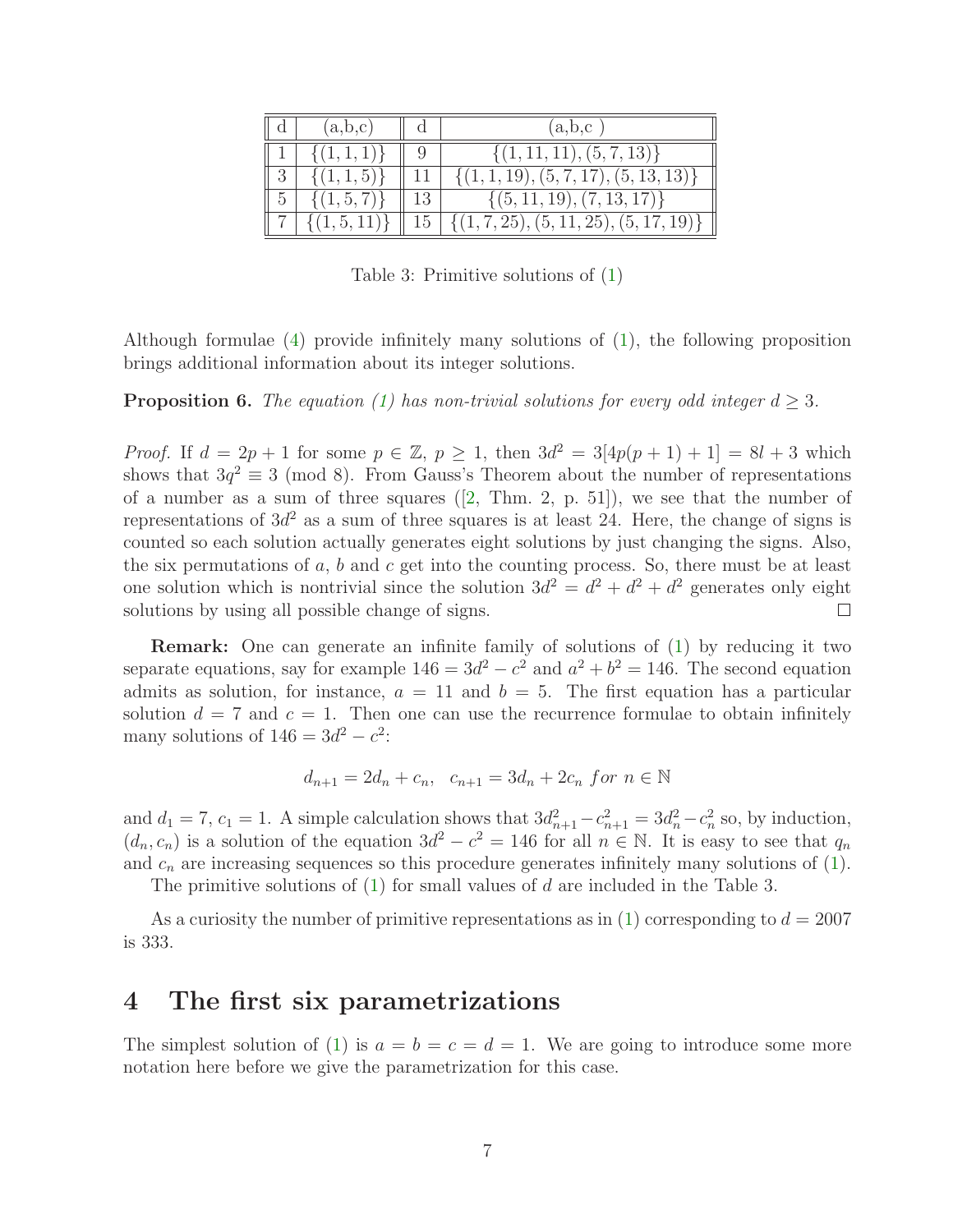| d | (a,b,c) | d | (a,b,c ) |
|---|---|---|---|
| 1 | $\{(1,1,1)\}$ | 9 | $\{(1,11,11),(5,7,13)\}$ |
| 3 | $\{(1,1,5)\}$ | 11 | $\{(1,1,19),(5,7,17),(5,13,13)\}$ |
| 5 | $\{(1,5,7)\}$ | 13 | $\{(5,11,19),(7,13,17)\}$ |
| 7 | $\{(1,5,11)\}$ | 15 | $\{(1,7,25),(5,11,25),(5,17,19)\}$ |

Table 3: Primitive solutions of (1)

Although formulae (4) provide infinitely many solutions of (1), the following proposition brings additional information about its integer solutions.

**Proposition 6.** *The equation (1) has non-trivial solutions for every odd integer $d \geq 3$.*

*Proof.* If $d = 2p + 1$ for some $p \in \mathbb{Z}$, $p \geq 1$, then $3d^2 = 3[4p(p + 1) + 1] = 8l + 3$ which shows that $3q^2 \equiv 3 \pmod 8$. From Gauss's Theorem about the number of representations of a number as a sum of three squares ([2, Thm. 2, p. 51]), we see that the number of representations of $3d^2$ as a sum of three squares is at least 24. Here, the change of signs is counted so each solution actually generates eight solutions by just changing the signs. Also, the six permutations of $a$, $b$ and $c$ get into the counting process. So, there must be at least one solution which is nontrivial since the solution $3d^2 = d^2 + d^2 + d^2$ generates only eight solutions by using all possible change of signs. □

**Remark:** One can generate an infinite family of solutions of (1) by reducing it two separate equations, say for example $146 = 3d^2 - c^2$ and $a^2 + b^2 = 146$. The second equation admits as solution, for instance, $a = 11$ and $b = 5$. The first equation has a particular solution $d = 7$ and $c = 1$. Then one can use the recurrence formulae to obtain infinitely many solutions of $146 = 3d^2 - c^2$:

$$d_{n+1} = 2d_n + c_n, \quad c_{n+1} = 3d_n + 2c_n \ for \ n \in \mathbb{N}$$

and $d_1 = 7$, $c_1 = 1$. A simple calculation shows that $3d_{n+1}^2 - c_{n+1}^2 = 3d_n^2 - c_n^2$ so, by induction, $(d_n, c_n)$ is a solution of the equation $3d^2 - c^2 = 146$ for all $n \in \mathbb{N}$. It is easy to see that $q_n$ and $c_n$ are increasing sequences so this procedure generates infinitely many solutions of (1).

The primitive solutions of (1) for small values of $d$ are included in the Table 3.

As a curiosity the number of primitive representations as in (1) corresponding to $d = 2007$ is 333.

# 4 The first six parametrizations

The simplest solution of (1) is $a = b = c = d = 1$. We are going to introduce some more notation here before we give the parametrization for this case.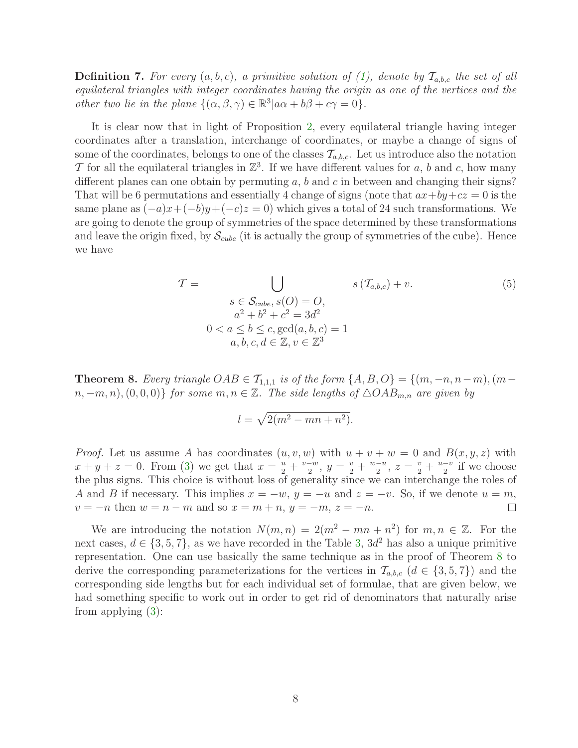**Definition 7.** *For every $(a, b, c)$, a primitive solution of (1), denote by $\mathcal{T}_{a,b,c}$ the set of all equilateral triangles with integer coordinates having the origin as one of the vertices and the other two lie in the plane $\{(\alpha, \beta, \gamma) \in \mathbb{R}^3 | a\alpha + b\beta + c\gamma = 0\}$.*

It is clear now that in light of Proposition 2, every equilateral triangle having integer coordinates after a translation, interchange of coordinates, or maybe a change of signs of some of the coordinates, belongs to one of the classes $\mathcal{T}_{a,b,c}$. Let us introduce also the notation $\mathcal{T}$ for all the equilateral triangles in $\mathbb{Z}^3$. If we have different values for $a$, $b$ and $c$, how many different planes can one obtain by permuting $a$, $b$ and $c$ in between and changing their signs? That will be 6 permutations and essentially 4 change of signs (note that $ax+by+cz = 0$ is the same plane as $(-a)x+(-b)y+(-c)z = 0$) which gives a total of 24 such transformations. We are going to denote the group of symmetries of the space determined by these transformations and leave the origin fixed, by $\mathcal{S}_{cube}$ (it is actually the group of symmetries of the cube). Hence we have

$$\mathcal{T} = \bigcup_{\substack{s \in \mathcal{S}_{cube}, s(O) = O, \\ a^2+b^2+c^2 = 3d^2 \\ 0 < a \leq b \leq c, \gcd(a,b,c) = 1 \\ a,b,c,d \in \mathbb{Z}, v \in \mathbb{Z}^3}} s\left(\mathcal{T}_{a,b,c}\right) + v. \tag{5}$$

**Theorem 8.** *Every triangle $OAB \in \mathcal{T}_{1,1,1}$ is of the form $\{A, B, O\} = \{(m, -n, n-m), (m-n, -m, n), (0, 0, 0)\}$ for some $m, n \in \mathbb{Z}$. The side lengths of $\triangle OAB_{m,n}$ are given by*

$$l = \sqrt{2(m^2 - mn + n^2)}.$$

*Proof.* Let us assume $A$ has coordinates $(u, v, w)$ with $u + v + w = 0$ and $B(x, y, z)$ with $x + y + z = 0$. From (3) we get that $x = \frac{u}{2} + \frac{v-w}{2}$, $y = \frac{v}{2} + \frac{w-u}{2}$, $z = \frac{v}{2} + \frac{u-v}{2}$ if we choose the plus signs. This choice is without loss of generality since we can interchange the roles of $A$ and $B$ if necessary. This implies $x = -w$, $y = -u$ and $z = -v$. So, if we denote $u = m$, $v = -n$ then $w = n - m$ and so $x = m + n$, $y = -m$, $z = -n$. $\square$

We are introducing the notation $N(m, n) = 2(m^2 - mn + n^2)$ for $m, n \in \mathbb{Z}$. For the next cases, $d \in \{3, 5, 7\}$, as we have recorded in the Table 3, $3d^2$ has also a unique primitive representation. One can use basically the same technique as in the proof of Theorem 8 to derive the corresponding parameterizations for the vertices in $\mathcal{T}_{a,b,c}$ ($d \in \{3, 5, 7\}$) and the corresponding side lengths but for each individual set of formulae, that are given below, we had something specific to work out in order to get rid of denominators that naturally arise from applying (3):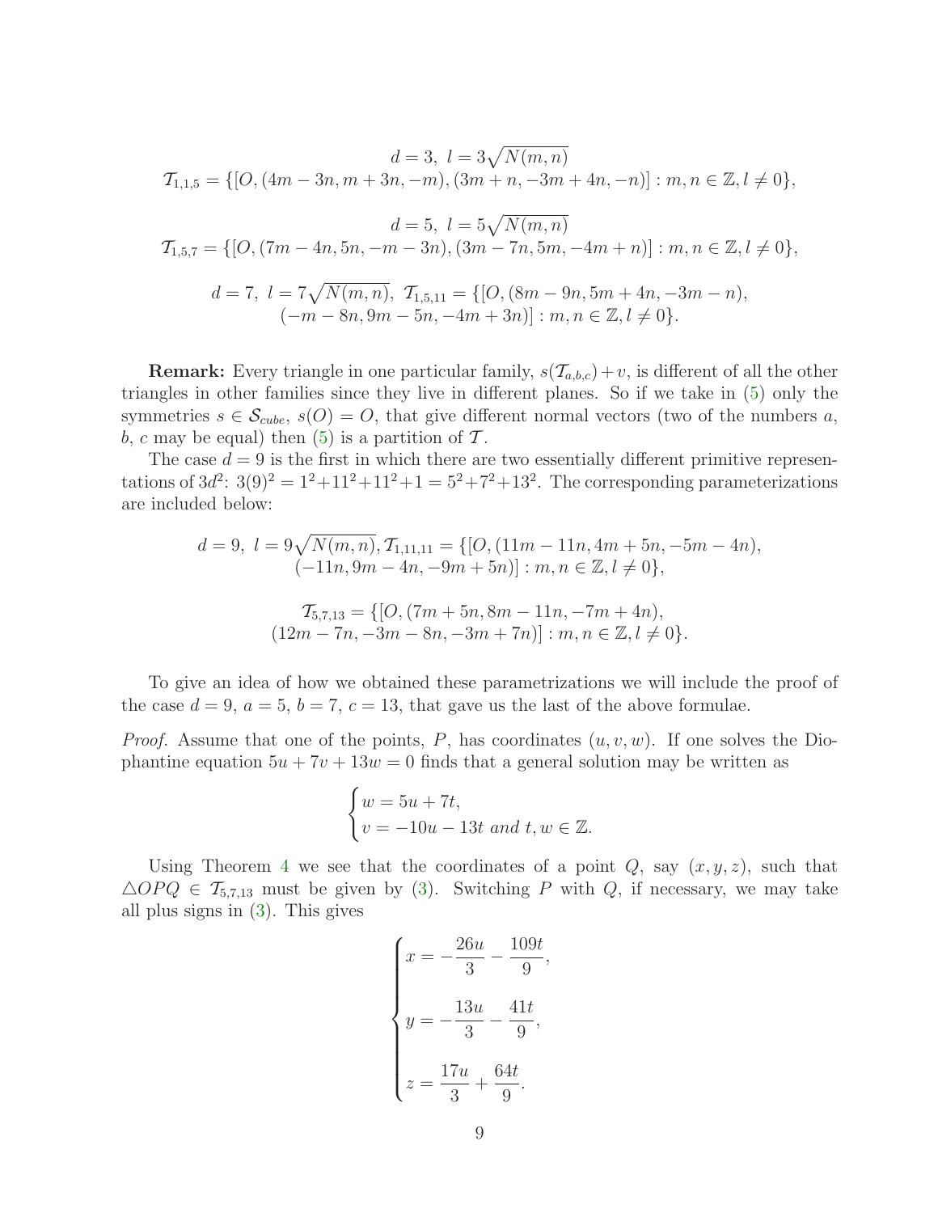$$d = 3,\ l = 3\sqrt{N(m,n)}$$

$$\mathcal{T}_{1,1,5} = \{[O, (4m-3n, m+3n, -m), (3m+n, -3m+4n, -n)] : m, n \in \mathbb{Z}, l \neq 0\},$$

$$d = 5,\ l = 5\sqrt{N(m,n)}$$

$$\mathcal{T}_{1,5,7} = \{[O, (7m-4n, 5n, -m-3n), (3m-7n, 5m, -4m+n)] : m, n \in \mathbb{Z}, l \neq 0\},$$

$$d = 7,\ l = 7\sqrt{N(m,n)},\ \mathcal{T}_{1,5,11} = \{[O, (8m-9n, 5m+4n, -3m-n), (-m-8n, 9m-5n, -4m+3n)] : m, n \in \mathbb{Z}, l \neq 0\}.$$

**Remark:** Every triangle in one particular family, $s(\mathcal{T}_{a,b,c}) + v$, is different of all the other triangles in other families since they live in different planes. So if we take in (5) only the symmetries $s \in \mathcal{S}_{cube}$, $s(O) = O$, that give different normal vectors (two of the numbers $a$, $b$, $c$ may be equal) then (5) is a partition of $\mathcal{T}$.

The case $d = 9$ is the first in which there are two essentially different primitive representations of $3d^2$: $3(9)^2 = 1^2 + 11^2 + 11^2 + 1 = 5^2 + 7^2 + 13^2$. The corresponding parameterizations are included below:

$$d = 9,\ l = 9\sqrt{N(m,n)}, \mathcal{T}_{1,11,11} = \{[O, (11m-11n, 4m+5n, -5m-4n), (-11n, 9m-4n, -9m+5n)] : m, n \in \mathbb{Z}, l \neq 0\},$$

$$\mathcal{T}_{5,7,13} = \{[O, (7m+5n, 8m-11n, -7m+4n), (12m-7n, -3m-8n, -3m+7n)] : m, n \in \mathbb{Z}, l \neq 0\}.$$

To give an idea of how we obtained these parametrizations we will include the proof of the case $d = 9$, $a = 5$, $b = 7$, $c = 13$, that gave us the last of the above formulae.

*Proof.* Assume that one of the points, $P$, has coordinates $(u, v, w)$. If one solves the Diophantine equation $5u + 7v + 13w = 0$ finds that a general solution may be written as

$$\begin{cases} w = 5u + 7t, \\ v = -10u - 13t \text{ and } t, w \in \mathbb{Z}. \end{cases}$$

Using Theorem 4 we see that the coordinates of a point $Q$, say $(x, y, z)$, such that $\triangle OPQ \in \mathcal{T}_{5,7,13}$ must be given by (3). Switching $P$ with $Q$, if necessary, we may take all plus signs in (3). This gives

$$\begin{cases} x = -\dfrac{26u}{3} - \dfrac{109t}{9}, \\[2ex] y = -\dfrac{13u}{3} - \dfrac{41t}{9}, \\[2ex] z = \dfrac{17u}{3} + \dfrac{64t}{9}. \end{cases}$$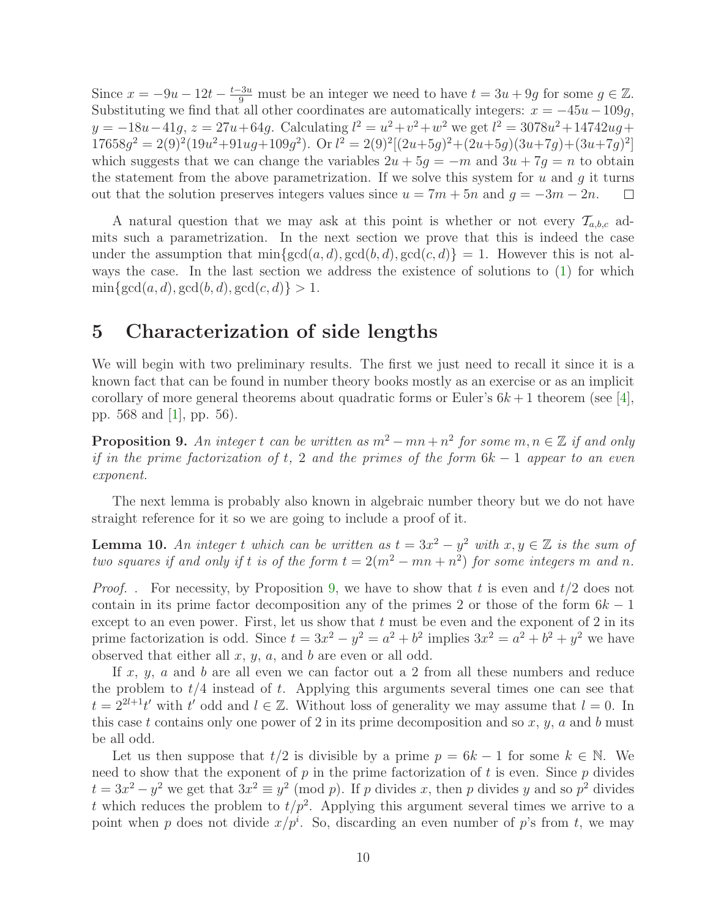Since $x = -9u - 12t - \frac{t-3u}{9}$ must be an integer we need to have $t = 3u + 9g$ for some $g \in \mathbb{Z}$. Substituting we find that all other coordinates are automatically integers: $x = -45u - 109g$, $y = -18u - 41g$, $z = 27u + 64g$. Calculating $l^2 = u^2 + v^2 + w^2$ we get $l^2 = 3078u^2 + 14742ug + 17658g^2 = 2(9)^2(19u^2 + 91ug + 109g^2)$. Or $l^2 = 2(9)^2[(2u+5g)^2 + (2u+5g)(3u+7g) + (3u+7g)^2]$ which suggests that we can change the variables $2u + 5g = -m$ and $3u + 7g = n$ to obtain the statement from the above parametrization. If we solve this system for $u$ and $g$ it turns out that the solution preserves integers values since $u = 7m + 5n$ and $g = -3m - 2n$. $\square$

A natural question that we may ask at this point is whether or not every $\mathcal{T}_{a,b,c}$ admits such a parametrization. In the next section we prove that this is indeed the case under the assumption that $\min\{\gcd(a,d), \gcd(b,d), \gcd(c,d)\} = 1$. However this is not always the case. In the last section we address the existence of solutions to (1) for which $\min\{\gcd(a,d), \gcd(b,d), \gcd(c,d)\} > 1$.

# 5 Characterization of side lengths

We will begin with two preliminary results. The first we just need to recall it since it is a known fact that can be found in number theory books mostly as an exercise or as an implicit corollary of more general theorems about quadratic forms or Euler's $6k+1$ theorem (see [4], pp. 568 and [1], pp. 56).

**Proposition 9.** *An integer $t$ can be written as $m^2 - mn + n^2$ for some $m, n \in \mathbb{Z}$ if and only if in the prime factorization of $t$, 2 and the primes of the form $6k-1$ appear to an even exponent.*

The next lemma is probably also known in algebraic number theory but we do not have straight reference for it so we are going to include a proof of it.

**Lemma 10.** *An integer $t$ which can be written as $t = 3x^2 - y^2$ with $x, y \in \mathbb{Z}$ is the sum of two squares if and only if $t$ is of the form $t = 2(m^2 - mn + n^2)$ for some integers $m$ and $n$.*

*Proof.* . For necessity, by Proposition 9, we have to show that $t$ is even and $t/2$ does not contain in its prime factor decomposition any of the primes 2 or those of the form $6k-1$ except to an even power. First, let us show that $t$ must be even and the exponent of 2 in its prime factorization is odd. Since $t = 3x^2 - y^2 = a^2 + b^2$ implies $3x^2 = a^2 + b^2 + y^2$ we have observed that either all $x$, $y$, $a$, and $b$ are even or all odd.

If $x$, $y$, $a$ and $b$ are all even we can factor out a 2 from all these numbers and reduce the problem to $t/4$ instead of $t$. Applying this arguments several times one can see that $t = 2^{2l+1}t'$ with $t'$ odd and $l \in \mathbb{Z}$. Without loss of generality we may assume that $l = 0$. In this case $t$ contains only one power of 2 in its prime decomposition and so $x$, $y$, $a$ and $b$ must be all odd.

Let us then suppose that $t/2$ is divisible by a prime $p = 6k - 1$ for some $k \in \mathbb{N}$. We need to show that the exponent of $p$ in the prime factorization of $t$ is even. Since $p$ divides $t = 3x^2 - y^2$ we get that $3x^2 \equiv y^2 \pmod{p}$. If $p$ divides $x$, then $p$ divides $y$ and so $p^2$ divides $t$ which reduces the problem to $t/p^2$. Applying this argument several times we arrive to a point when $p$ does not divide $x/p^i$. So, discarding an even number of $p$'s from $t$, we may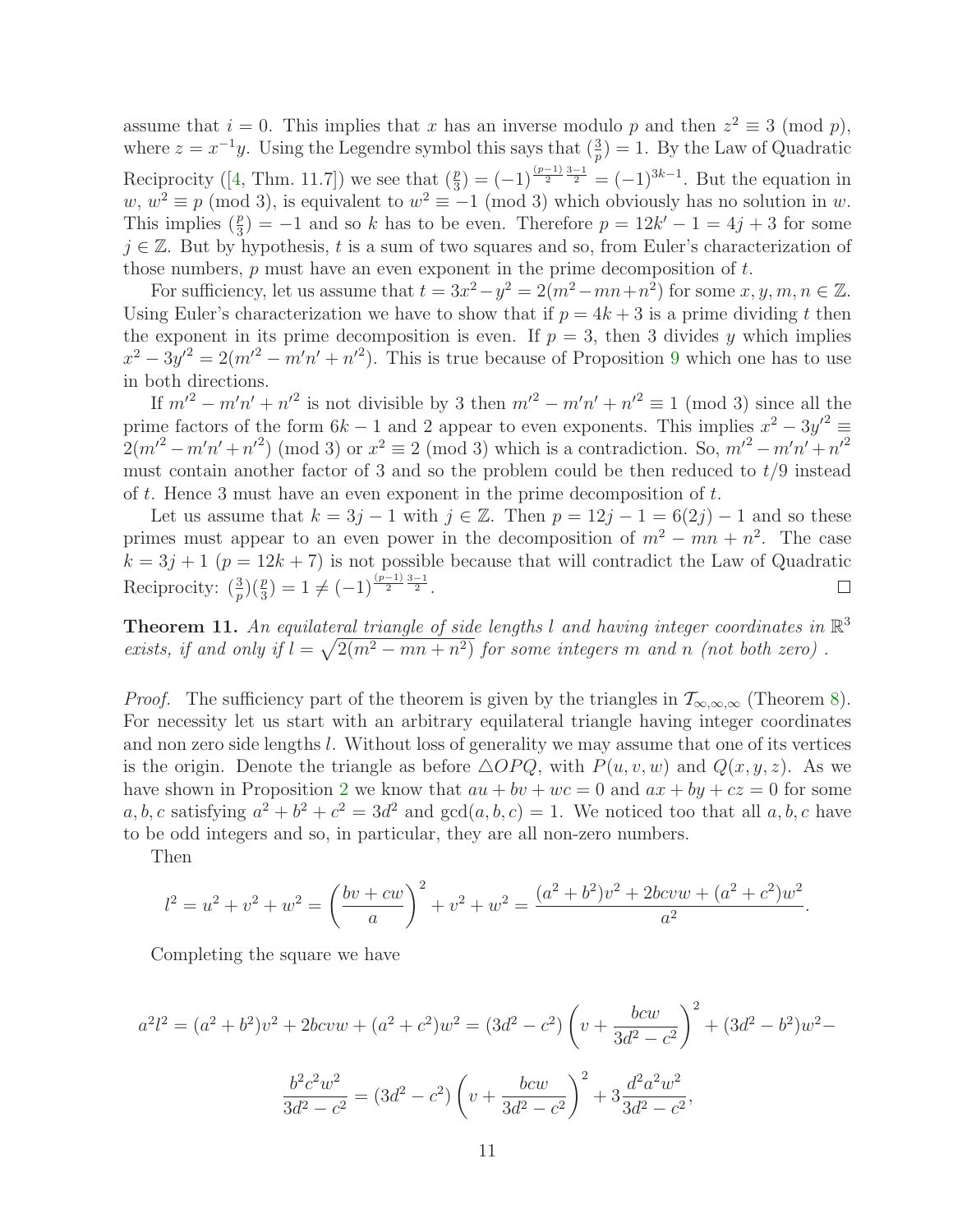assume that $i = 0$. This implies that $x$ has an inverse modulo $p$ and then $z^2 \equiv 3 \pmod p$, where $z = x^{-1}y$. Using the Legendre symbol this says that $(\frac{3}{p}) = 1$. By the Law of Quadratic Reciprocity ([4, Thm. 11.7]) we see that $(\frac{p}{3}) = (-1)^{\frac{(p-1)}{2}\frac{3-1}{2}} = (-1)^{3k-1}$. But the equation in $w$, $w^2 \equiv p \pmod 3$, is equivalent to $w^2 \equiv -1 \pmod 3$ which obviously has no solution in $w$. This implies $(\frac{p}{3}) = -1$ and so $k$ has to be even. Therefore $p = 12k' - 1 = 4j + 3$ for some $j \in \mathbb{Z}$. But by hypothesis, $t$ is a sum of two squares and so, from Euler's characterization of those numbers, $p$ must have an even exponent in the prime decomposition of $t$.

For sufficiency, let us assume that $t = 3x^2 - y^2 = 2(m^2 - mn + n^2)$ for some $x, y, m, n \in \mathbb{Z}$. Using Euler's characterization we have to show that if $p = 4k + 3$ is a prime dividing $t$ then the exponent in its prime decomposition is even. If $p = 3$, then 3 divides $y$ which implies $x^2 - 3y'^2 = 2(m'^2 - m'n' + n'^2)$. This is true because of Proposition 9 which one has to use in both directions.

If $m'^2 - m'n' + n'^2$ is not divisible by 3 then $m'^2 - m'n' + n'^2 \equiv 1 \pmod 3$ since all the prime factors of the form $6k - 1$ and 2 appear to even exponents. This implies $x^2 - 3y'^2 \equiv 2(m'^2 - m'n' + n'^2) \pmod 3$ or $x^2 \equiv 2 \pmod 3$ which is a contradiction. So, $m'^2 - m'n' + n'^2$ must contain another factor of 3 and so the problem could be then reduced to $t/9$ instead of $t$. Hence 3 must have an even exponent in the prime decomposition of $t$.

Let us assume that $k = 3j - 1$ with $j \in \mathbb{Z}$. Then $p = 12j - 1 = 6(2j) - 1$ and so these primes must appear to an even power in the decomposition of $m^2 - mn + n^2$. The case $k = 3j + 1$ ($p = 12k + 7$) is not possible because that will contradict the Law of Quadratic Reciprocity: $(\frac{3}{p})(\frac{p}{3}) = 1 \neq (-1)^{\frac{(p-1)}{2}\frac{3-1}{2}}$. $\square$

**Theorem 11.** *An equilateral triangle of side lengths $l$ and having integer coordinates in $\mathbb{R}^3$ exists, if and only if $l = \sqrt{2(m^2 - mn + n^2)}$ for some integers $m$ and $n$ (not both zero) .*

*Proof.* The sufficiency part of the theorem is given by the triangles in $\mathcal{T}_{\infty,\infty,\infty}$ (Theorem 8). For necessity let us start with an arbitrary equilateral triangle having integer coordinates and non zero side lengths $l$. Without loss of generality we may assume that one of its vertices is the origin. Denote the triangle as before $\triangle OPQ$, with $P(u, v, w)$ and $Q(x, y, z)$. As we have shown in Proposition 2 we know that $au + bv + wc = 0$ and $ax + by + cz = 0$ for some $a, b, c$ satisfying $a^2 + b^2 + c^2 = 3d^2$ and $\gcd(a, b, c) = 1$. We noticed too that all $a, b, c$ have to be odd integers and so, in particular, they are all non-zero numbers.

Then

$$l^2 = u^2 + v^2 + w^2 = \left(\frac{bv + cw}{a}\right)^2 + v^2 + w^2 = \frac{(a^2 + b^2)v^2 + 2bcvw + (a^2 + c^2)w^2}{a^2}.$$

Completing the square we have

$$a^2l^2 = (a^2 + b^2)v^2 + 2bcvw + (a^2 + c^2)w^2 = (3d^2 - c^2)\left(v + \frac{bcw}{3d^2 - c^2}\right)^2 + (3d^2 - b^2)w^2 -$$

$$\frac{b^2c^2w^2}{3d^2 - c^2} = (3d^2 - c^2)\left(v + \frac{bcw}{3d^2 - c^2}\right)^2 + 3\frac{d^2a^2w^2}{3d^2 - c^2},$$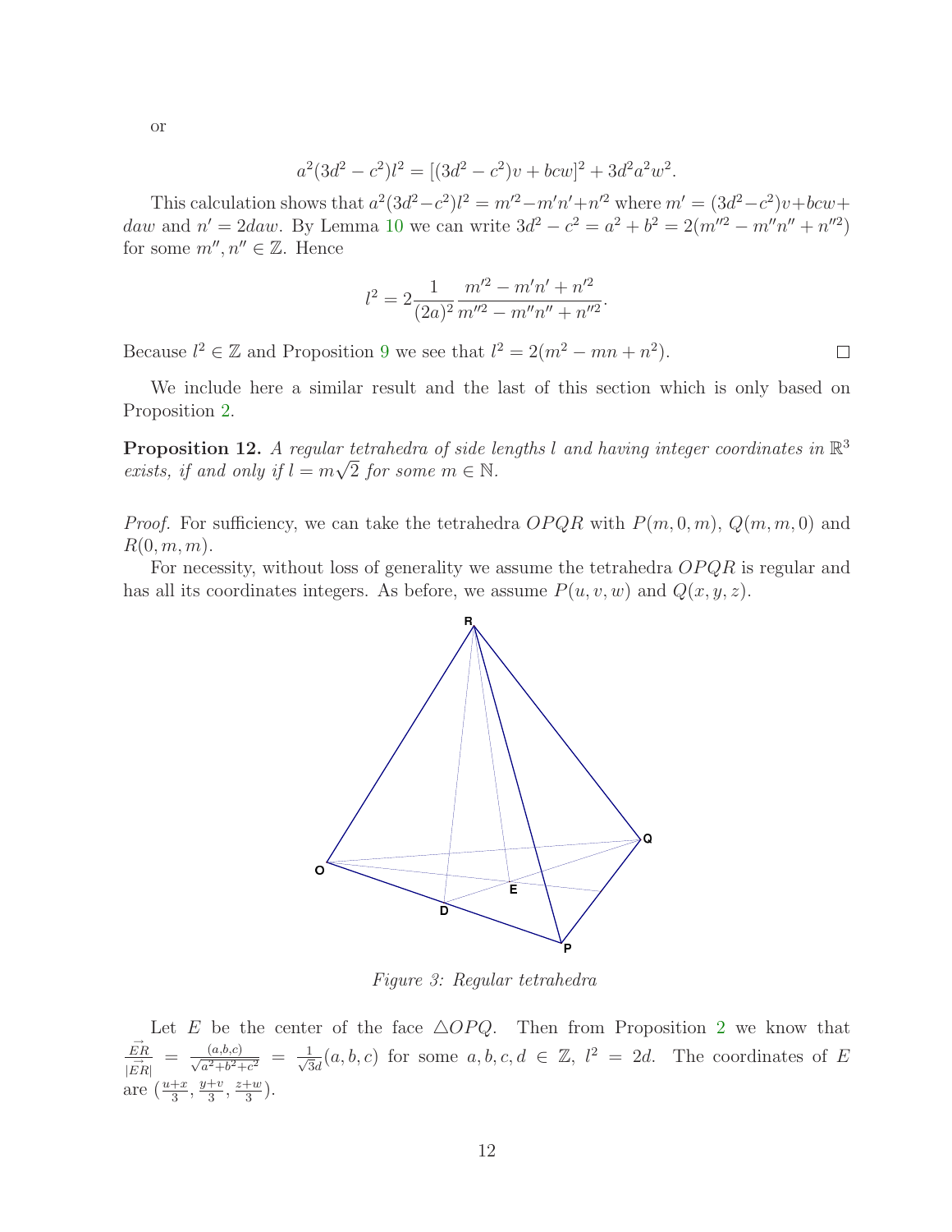or

$$a^2(3d^2 - c^2)l^2 = [(3d^2 - c^2)v + bcw]^2 + 3d^2a^2w^2.$$

This calculation shows that $a^2(3d^2-c^2)l^2 = m'^2 - m'n' + n'^2$ where $m' = (3d^2-c^2)v + bcw + daw$ and $n' = 2daw$. By Lemma 10 we can write $3d^2 - c^2 = a^2 + b^2 = 2(m''^2 - m''n'' + n''^2)$ for some $m'', n'' \in \mathbb{Z}$. Hence

$$l^2 = 2\frac{1}{(2a)^2}\frac{m'^2 - m'n' + n'^2}{m''^2 - m''n'' + n''^2}.$$

Because $l^2 \in \mathbb{Z}$ and Proposition 9 we see that $l^2 = 2(m^2 - mn + n^2)$. □

We include here a similar result and the last of this section which is only based on Proposition 2.

**Proposition 12.** *A regular tetrahedra of side lengths $l$ and having integer coordinates in $\mathbb{R}^3$ exists, if and only if $l = m\sqrt{2}$ for some $m \in \mathbb{N}$.*

*Proof.* For sufficiency, we can take the tetrahedra $OPQR$ with $P(m, 0, m)$, $Q(m, m, 0)$ and $R(0, m, m)$.

For necessity, without loss of generality we assume the tetrahedra $OPQR$ is regular and has all its coordinates integers. As before, we assume $P(u, v, w)$ and $Q(x, y, z)$.

*Figure 3: Regular tetrahedra*

Let $E$ be the center of the face $\triangle OPQ$. Then from Proposition 2 we know that $\frac{\vec{ER}}{|\vec{ER}|} = \frac{(a,b,c)}{\sqrt{a^2+b^2+c^2}} = \frac{1}{\sqrt{3}d}(a, b, c)$ for some $a, b, c, d \in \mathbb{Z}$, $l^2 = 2d$. The coordinates of $E$ are $(\frac{u+x}{3}, \frac{y+v}{3}, \frac{z+w}{3})$.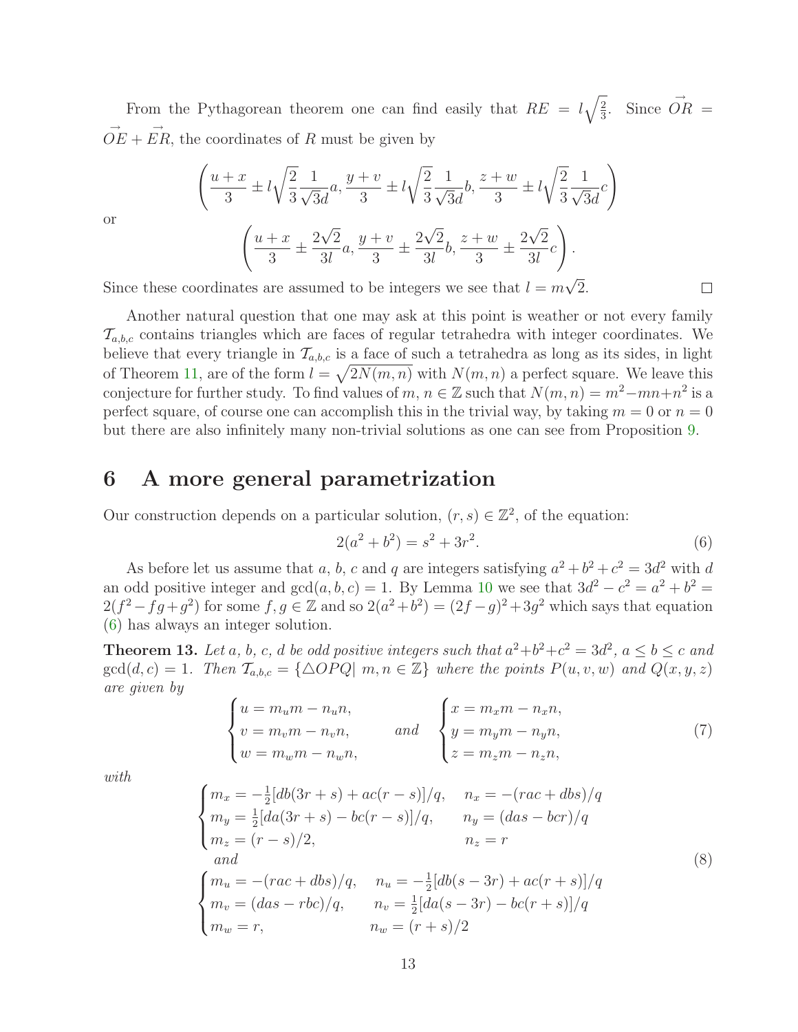From the Pythagorean theorem one can find easily that $RE = l\sqrt{\frac{2}{3}}$. Since $\vec{OR} = \vec{OE} + \vec{ER}$, the coordinates of $R$ must be given by

$$\left(\frac{u+x}{3} \pm l\sqrt{\frac{2}{3}}\frac{1}{\sqrt{3}d}a, \frac{y+v}{3} \pm l\sqrt{\frac{2}{3}}\frac{1}{\sqrt{3}d}b, \frac{z+w}{3} \pm l\sqrt{\frac{2}{3}}\frac{1}{\sqrt{3}d}c\right)$$

or

$$\left(\frac{u+x}{3} \pm \frac{2\sqrt{2}}{3l}a, \frac{y+v}{3} \pm \frac{2\sqrt{2}}{3l}b, \frac{z+w}{3} \pm \frac{2\sqrt{2}}{3l}c\right).$$

Since these coordinates are assumed to be integers we see that $l = m\sqrt{2}$. $\square$

Another natural question that one may ask at this point is weather or not every family $\mathcal{T}_{a,b,c}$ contains triangles which are faces of regular tetrahedra with integer coordinates. We believe that every triangle in $\mathcal{T}_{a,b,c}$ is a face of such a tetrahedra as long as its sides, in light of Theorem 11, are of the form $l = \sqrt{2N(m,n)}$ with $N(m,n)$ a perfect square. We leave this conjecture for further study. To find values of $m, n \in \mathbb{Z}$ such that $N(m,n) = m^2 - mn + n^2$ is a perfect square, of course one can accomplish this in the trivial way, by taking $m = 0$ or $n = 0$ but there are also infinitely many non-trivial solutions as one can see from Proposition 9.

## 6 A more general parametrization

Our construction depends on a particular solution, $(r,s) \in \mathbb{Z}^2$, of the equation:

$$2(a^2 + b^2) = s^2 + 3r^2. \tag{6}$$

As before let us assume that $a$, $b$, $c$ and $q$ are integers satisfying $a^2 + b^2 + c^2 = 3d^2$ with $d$ an odd positive integer and $\gcd(a,b,c) = 1$. By Lemma 10 we see that $3d^2 - c^2 = a^2 + b^2 = 2(f^2 - fg + g^2)$ for some $f, g \in \mathbb{Z}$ and so $2(a^2 + b^2) = (2f - g)^2 + 3g^2$ which says that equation (6) has always an integer solution.

**Theorem 13.** *Let $a$, $b$, $c$, $d$ be odd positive integers such that $a^2 + b^2 + c^2 = 3d^2$, $a \le b \le c$ and $\gcd(d,c) = 1$. Then $\mathcal{T}_{a,b,c} = \{\triangle OPQ \mid m, n \in \mathbb{Z}\}$ where the points $P(u,v,w)$ and $Q(x,y,z)$ are given by*

$$\begin{cases} u = m_u m - n_u n, \\ v = m_v m - n_v n, \\ w = m_w m - n_w n, \end{cases} \quad \text{and} \quad \begin{cases} x = m_x m - n_x n, \\ y = m_y m - n_y n, \\ z = m_z m - n_z n, \end{cases} \tag{7}$$

*with*

$$\begin{cases} m_x = -\frac{1}{2}[db(3r+s) + ac(r-s)]/q, & n_x = -(rac + dbs)/q \\ m_y = \frac{1}{2}[da(3r+s) - bc(r-s)]/q, & n_y = (das - bcr)/q \\ m_z = (r-s)/2, & n_z = r \end{cases}$$
$$\text{and} \tag{8}$$
$$\begin{cases} m_u = -(rac + dbs)/q, & n_u = -\frac{1}{2}[db(s-3r) + ac(r+s)]/q \\ m_v = (das - rbc)/q, & n_v = \frac{1}{2}[da(s-3r) - bc(r+s)]/q \\ m_w = r, & n_w = (r+s)/2 \end{cases}$$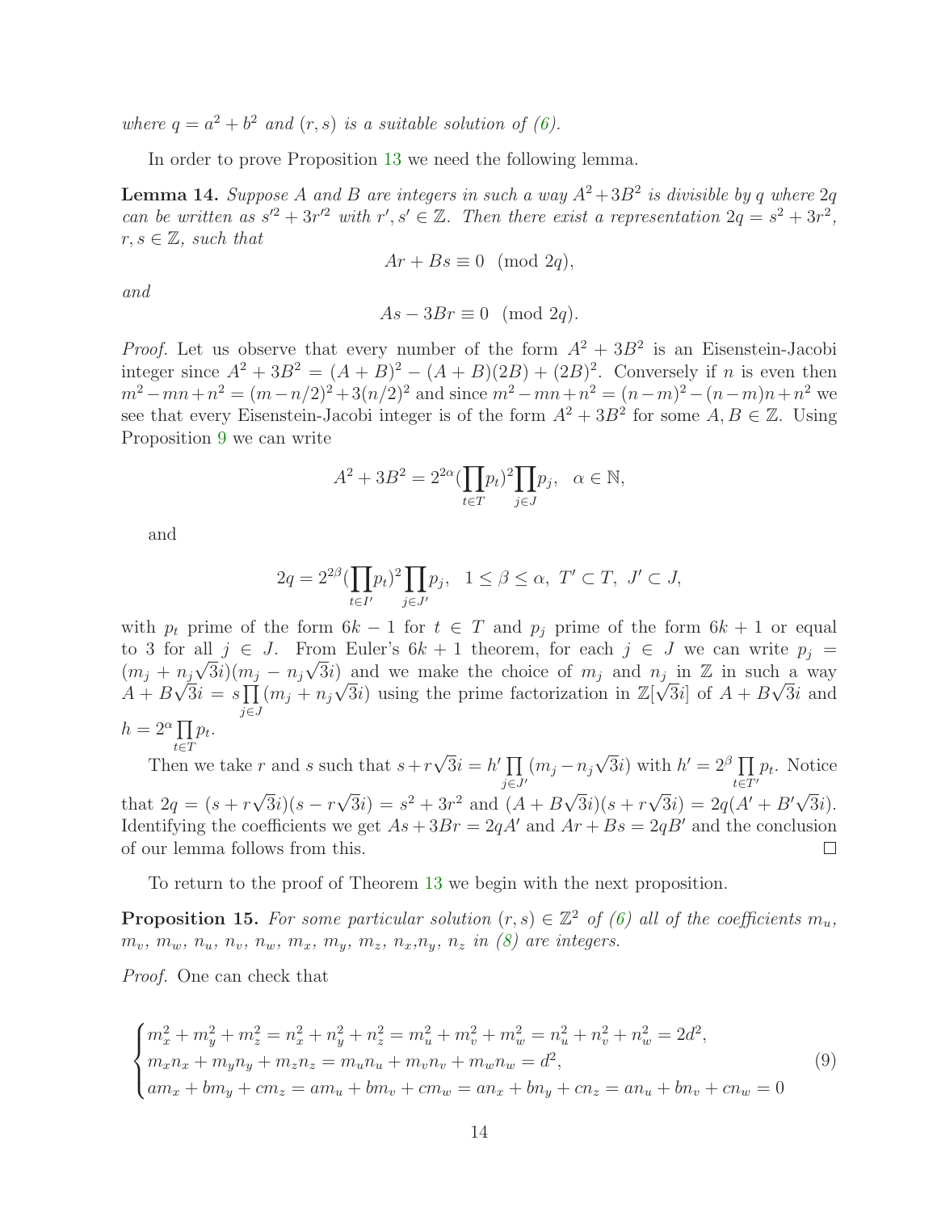*where $q = a^2 + b^2$ and $(r, s)$ is a suitable solution of (6).*

In order to prove Proposition 13 we need the following lemma.

**Lemma 14.** *Suppose $A$ and $B$ are integers in such a way $A^2+3B^2$ is divisible by $q$ where $2q$ can be written as $s'^2 + 3r'^2$ with $r', s' \in \mathbb{Z}$. Then there exist a representation $2q = s^2 + 3r^2$, $r, s \in \mathbb{Z}$, such that*

$$Ar + Bs \equiv 0 \pmod{2q},$$

*and*

$$As - 3Br \equiv 0 \pmod{2q}.$$

*Proof.* Let us observe that every number of the form $A^2 + 3B^2$ is an Eisenstein-Jacobi integer since $A^2 + 3B^2 = (A + B)^2 - (A + B)(2B) + (2B)^2$. Conversely if $n$ is even then $m^2 - mn + n^2 = (m - n/2)^2 + 3(n/2)^2$ and since $m^2 - mn + n^2 = (n - m)^2 - (n - m)n + n^2$ we see that every Eisenstein-Jacobi integer is of the form $A^2 + 3B^2$ for some $A, B \in \mathbb{Z}$. Using Proposition 9 we can write

$$A^2 + 3B^2 = 2^{2\alpha}(\prod_{t\in T} p_t)^2 \prod_{j\in J} p_j, \quad \alpha \in \mathbb{N},$$

and

$$2q = 2^{2\beta}(\prod_{t\in I'} p_t)^2 \prod_{j\in J'} p_j, \quad 1 \le \beta \le \alpha,\ T' \subset T,\ J' \subset J,$$

with $p_t$ prime of the form $6k - 1$ for $t \in T$ and $p_j$ prime of the form $6k + 1$ or equal to 3 for all $j \in J$. From Euler's $6k + 1$ theorem, for each $j \in J$ we can write $p_j = (m_j + n_j\sqrt{3}i)(m_j - n_j\sqrt{3}i)$ and we make the choice of $m_j$ and $n_j$ in $\mathbb{Z}$ in such a way $A + B\sqrt{3}i = s\prod_{j\in J}(m_j + n_j\sqrt{3}i)$ using the prime factorization in $\mathbb{Z}[\sqrt{3}i]$ of $A + B\sqrt{3}i$ and $h = 2^\alpha \prod_{t\in T} p_t$.

Then we take $r$ and $s$ such that $s + r\sqrt{3}i = h' \prod_{j\in J'}(m_j - n_j\sqrt{3}i)$ with $h' = 2^\beta \prod_{t\in T'} p_t$. Notice that $2q = (s + r\sqrt{3}i)(s - r\sqrt{3}i) = s^2 + 3r^2$ and $(A + B\sqrt{3}i)(s + r\sqrt{3}i) = 2q(A' + B'\sqrt{3}i)$. Identifying the coefficients we get $As + 3Br = 2qA'$ and $Ar + Bs = 2qB'$ and the conclusion of our lemma follows from this. ☐

To return to the proof of Theorem 13 we begin with the next proposition.

**Proposition 15.** *For some particular solution $(r, s) \in \mathbb{Z}^2$ of (6) all of the coefficients $m_u$, $m_v$, $m_w$, $n_u$, $n_v$, $n_w$, $m_x$, $m_y$, $m_z$, $n_x$,$n_y$, $n_z$ in (8) are integers.*

*Proof.* One can check that

$$\begin{cases} m_x^2 + m_y^2 + m_z^2 = n_x^2 + n_y^2 + n_z^2 = m_u^2 + m_v^2 + m_w^2 = n_u^2 + n_v^2 + n_w^2 = 2d^2, \\ m_x n_x + m_y n_y + m_z n_z = m_u n_u + m_v n_v + m_w n_w = d^2, \\ a m_x + b m_y + c m_z = a m_u + b m_v + c m_w = a n_x + b n_y + c n_z = a n_u + b n_v + c n_w = 0 \end{cases} \tag{9}$$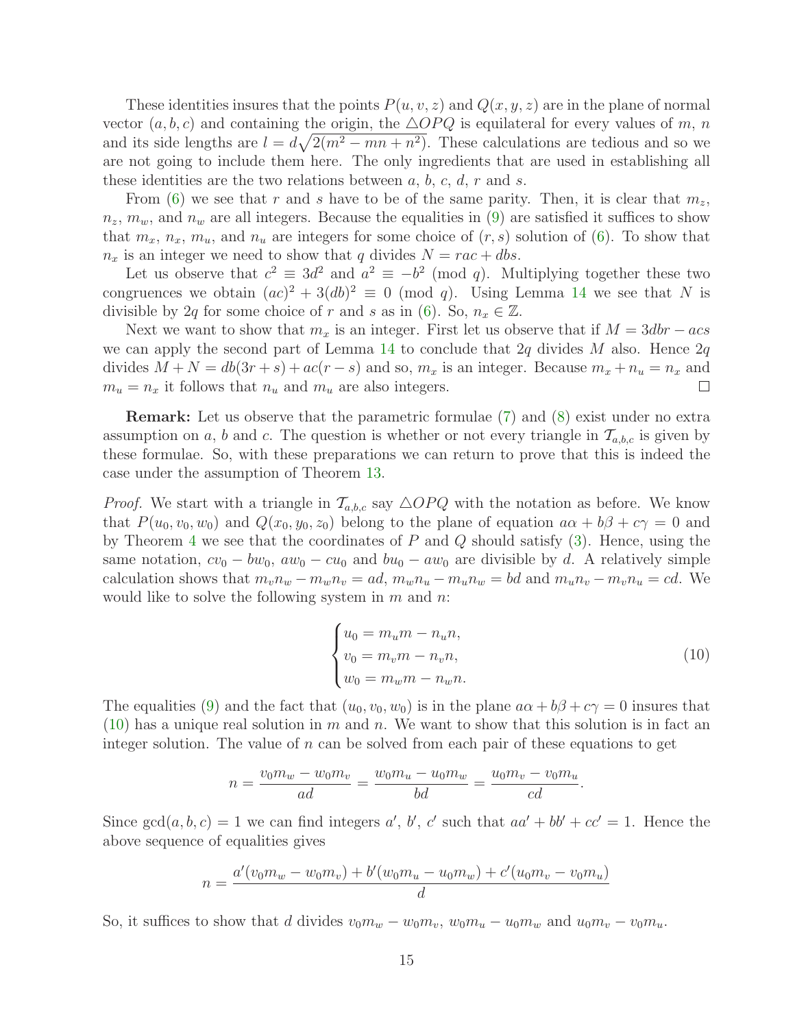These identities insures that the points $P(u, v, z)$ and $Q(x, y, z)$ are in the plane of normal vector $(a, b, c)$ and containing the origin, the $\triangle OPQ$ is equilateral for every values of $m$, $n$ and its side lengths are $l = d\sqrt{2(m^2 - mn + n^2)}$. These calculations are tedious and so we are not going to include them here. The only ingredients that are used in establishing all these identities are the two relations between $a$, $b$, $c$, $d$, $r$ and $s$.

From (6) we see that $r$ and $s$ have to be of the same parity. Then, it is clear that $m_z$, $n_z$, $m_w$, and $n_w$ are all integers. Because the equalities in (9) are satisfied it suffices to show that $m_x$, $n_x$, $m_u$, and $n_u$ are integers for some choice of $(r, s)$ solution of (6). To show that $n_x$ is an integer we need to show that $q$ divides $N = rac + dbs$.

Let us observe that $c^2 \equiv 3d^2$ and $a^2 \equiv -b^2 \pmod q$. Multiplying together these two congruences we obtain $(ac)^2 + 3(db)^2 \equiv 0 \pmod q$. Using Lemma 14 we see that $N$ is divisible by $2q$ for some choice of $r$ and $s$ as in (6). So, $n_x \in \mathbb{Z}$.

Next we want to show that $m_x$ is an integer. First let us observe that if $M = 3dbr - acs$ we can apply the second part of Lemma 14 to conclude that $2q$ divides $M$ also. Hence $2q$ divides $M + N = db(3r + s) + ac(r - s)$ and so, $m_x$ is an integer. Because $m_x + n_u = n_x$ and $m_u = n_x$ it follows that $n_u$ and $m_u$ are also integers. □

**Remark:** Let us observe that the parametric formulae (7) and (8) exist under no extra assumption on $a$, $b$ and $c$. The question is whether or not every triangle in $\mathcal{T}_{a,b,c}$ is given by these formulae. So, with these preparations we can return to prove that this is indeed the case under the assumption of Theorem 13.

*Proof.* We start with a triangle in $\mathcal{T}_{a,b,c}$ say $\triangle OPQ$ with the notation as before. We know that $P(u_0, v_0, w_0)$ and $Q(x_0, y_0, z_0)$ belong to the plane of equation $a\alpha + b\beta + c\gamma = 0$ and by Theorem 4 we see that the coordinates of $P$ and $Q$ should satisfy (3). Hence, using the same notation, $cv_0 - bw_0$, $aw_0 - cu_0$ and $bu_0 - aw_0$ are divisible by $d$. A relatively simple calculation shows that $m_v n_w - m_w n_v = ad$, $m_w n_u - m_u n_w = bd$ and $m_u n_v - m_v n_u = cd$. We would like to solve the following system in $m$ and $n$:

$$
\begin{cases}
u_0 = m_u m - n_u n, \\
v_0 = m_v m - n_v n, \\
w_0 = m_w m - n_w n.
\end{cases}
\tag{10}
$$

The equalities (9) and the fact that $(u_0, v_0, w_0)$ is in the plane $a\alpha + b\beta + c\gamma = 0$ insures that (10) has a unique real solution in $m$ and $n$. We want to show that this solution is in fact an integer solution. The value of $n$ can be solved from each pair of these equations to get

$$
n = \frac{v_0 m_w - w_0 m_v}{ad} = \frac{w_0 m_u - u_0 m_w}{bd} = \frac{u_0 m_v - v_0 m_u}{cd}.
$$

Since $\gcd(a, b, c) = 1$ we can find integers $a'$, $b'$, $c'$ such that $aa' + bb' + cc' = 1$. Hence the above sequence of equalities gives

$$
n = \frac{a'(v_0 m_w - w_0 m_v) + b'(w_0 m_u - u_0 m_w) + c'(u_0 m_v - v_0 m_u)}{d}
$$

So, it suffices to show that $d$ divides $v_0 m_w - w_0 m_v$, $w_0 m_u - u_0 m_w$ and $u_0 m_v - v_0 m_u$.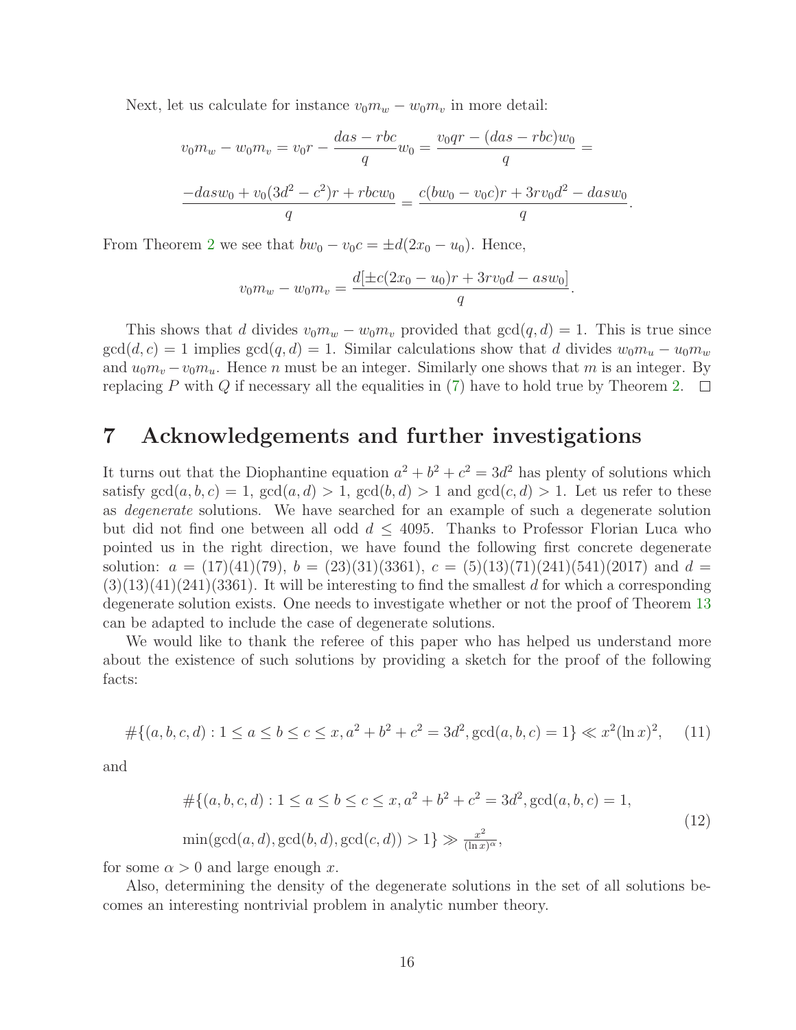Next, let us calculate for instance $v_0 m_w - w_0 m_v$ in more detail:

$$v_0 m_w - w_0 m_v = v_0 r - \frac{das - rbc}{q} w_0 = \frac{v_0 q r - (das - rbc) w_0}{q} =$$

$$\frac{-dasw_0 + v_0(3d^2 - c^2)r + rbcw_0}{q} = \frac{c(bw_0 - v_0 c)r + 3rv_0 d^2 - dasw_0}{q}.$$

From Theorem 2 we see that $bw_0 - v_0 c = \pm d(2x_0 - u_0)$. Hence,

$$v_0 m_w - w_0 m_v = \frac{d[\pm c(2x_0 - u_0)r + 3rv_0 d - asw_0]}{q}.$$

This shows that $d$ divides $v_0 m_w - w_0 m_v$ provided that $\gcd(q, d) = 1$. This is true since $\gcd(d, c) = 1$ implies $\gcd(q, d) = 1$. Similar calculations show that $d$ divides $w_0 m_u - u_0 m_w$ and $u_0 m_v - v_0 m_u$. Hence $n$ must be an integer. Similarly one shows that $m$ is an integer. By replacing $P$ with $Q$ if necessary all the equalities in (7) have to hold true by Theorem 2. □

## 7 Acknowledgements and further investigations

It turns out that the Diophantine equation $a^2 + b^2 + c^2 = 3d^2$ has plenty of solutions which satisfy $\gcd(a, b, c) = 1$, $\gcd(a, d) > 1$, $\gcd(b, d) > 1$ and $\gcd(c, d) > 1$. Let us refer to these as *degenerate* solutions. We have searched for an example of such a degenerate solution but did not find one between all odd $d \leq 4095$. Thanks to Professor Florian Luca who pointed us in the right direction, we have found the following first concrete degenerate solution: $a = (17)(41)(79)$, $b = (23)(31)(3361)$, $c = (5)(13)(71)(241)(541)(2017)$ and $d = (3)(13)(41)(241)(3361)$. It will be interesting to find the smallest $d$ for which a corresponding degenerate solution exists. One needs to investigate whether or not the proof of Theorem 13 can be adapted to include the case of degenerate solutions.

We would like to thank the referee of this paper who has helped us understand more about the existence of such solutions by providing a sketch for the proof of the following facts:

$$\#\{(a, b, c, d) : 1 \leq a \leq b \leq c \leq x, a^2 + b^2 + c^2 = 3d^2, \gcd(a, b, c) = 1\} \ll x^2 (\ln x)^2, \quad (11)$$

and

$$\begin{aligned} &\#\{(a, b, c, d) : 1 \leq a \leq b \leq c \leq x, a^2 + b^2 + c^2 = 3d^2, \gcd(a, b, c) = 1, \\ &\min(\gcd(a, d), \gcd(b, d), \gcd(c, d)) > 1\} \gg \tfrac{x^2}{(\ln x)^\alpha}, \end{aligned} \quad (12)$$

for some $\alpha > 0$ and large enough $x$.

Also, determining the density of the degenerate solutions in the set of all solutions becomes an interesting nontrivial problem in analytic number theory.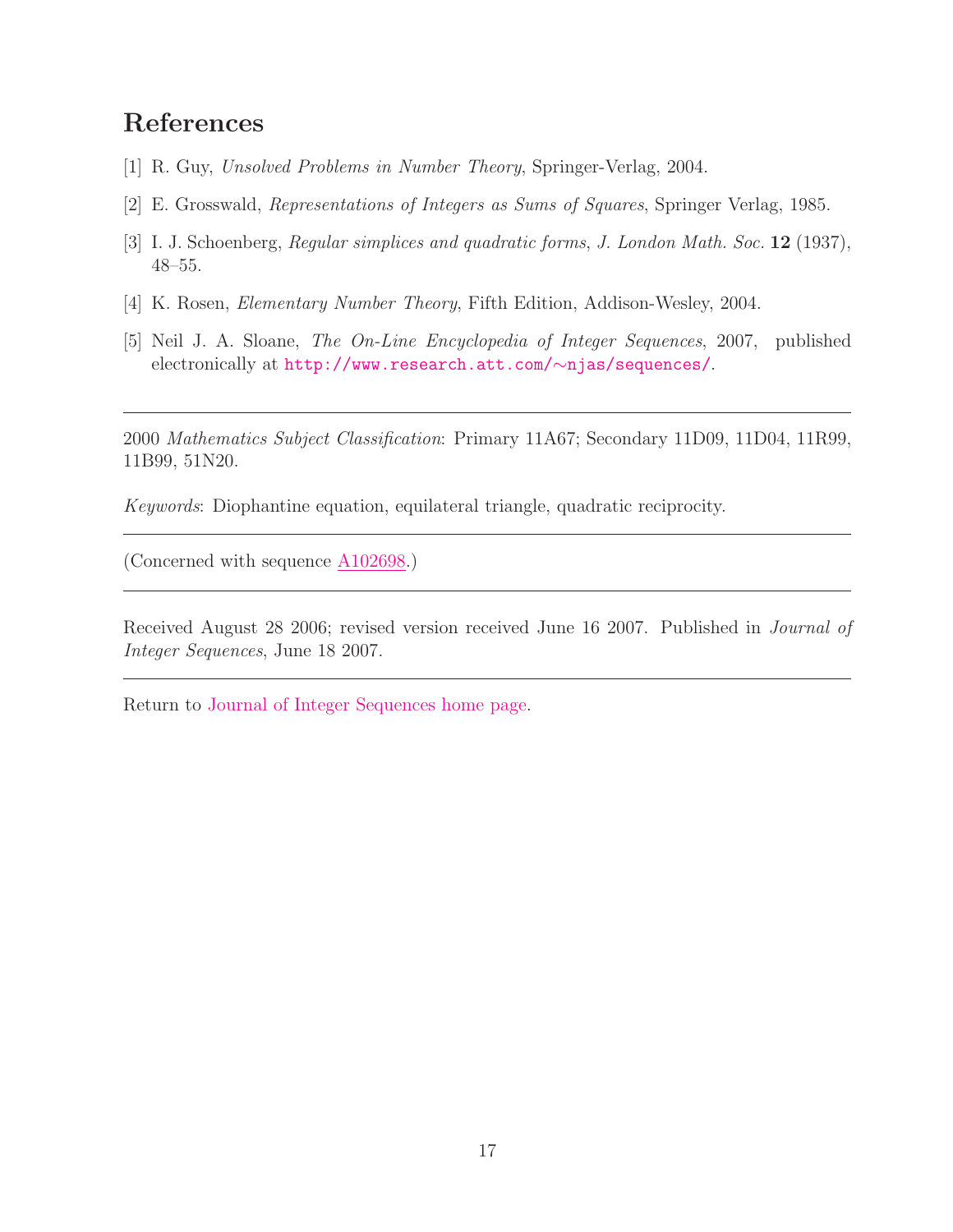## References

[1] R. Guy, *Unsolved Problems in Number Theory*, Springer-Verlag, 2004.

[2] E. Grosswald, *Representations of Integers as Sums of Squares*, Springer Verlag, 1985.

[3] I. J. Schoenberg, *Regular simplices and quadratic forms*, *J. London Math. Soc.* **12** (1937), 48–55.

[4] K. Rosen, *Elementary Number Theory*, Fifth Edition, Addison-Wesley, 2004.

[5] Neil J. A. Sloane, *The On-Line Encyclopedia of Integer Sequences*, 2007, published electronically at http://www.research.att.com/∼njas/sequences/.

---

2000 *Mathematics Subject Classification*: Primary 11A67; Secondary 11D09, 11D04, 11R99, 11B99, 51N20.

*Keywords*: Diophantine equation, equilateral triangle, quadratic reciprocity.

---

(Concerned with sequence A102698.)

---

Received August 28 2006; revised version received June 16 2007. Published in *Journal of Integer Sequences*, June 18 2007.

---

Return to Journal of Integer Sequences home page.